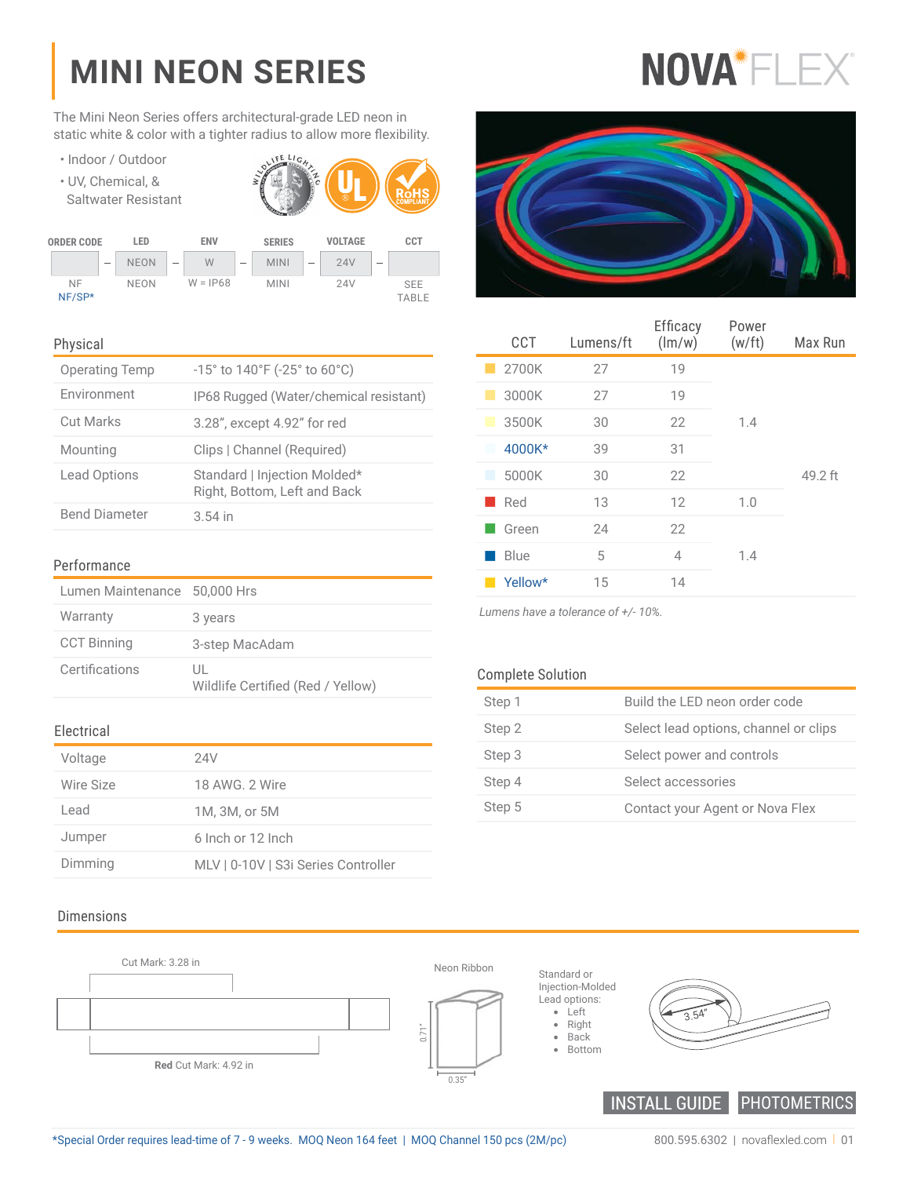# MINI NEON SERIES

NOVA FLEX

The Mini Neon Series offers architectural-grade LED neon in static white & color with a tighter radius to allow more flexibility.

- Indoor / Outdoor
- UV, Chemical, & Saltwater Resistant

| ORDER CODE | LED | ENV | SERIES | VOLTAGE | CCT |
|---|---|---|---|---|---|
| | NEON | W | MINI | 24V | |
| NF<br>NF/SP* | NEON | W = IP68 | MINI | 24V | SEE TABLE |

## Physical

| | |
|---|---|
| Operating Temp | -15° to 140°F (-25° to 60°C) |
| Environment | IP68 Rugged (Water/chemical resistant) |
| Cut Marks | 3.28", except 4.92" for red |
| Mounting | Clips \| Channel (Required) |
| Lead Options | Standard \| Injection Molded*<br>Right, Bottom, Left and Back |
| Bend Diameter | 3.54 in |

## Performance

| | |
|---|---|
| Lumen Maintenance | 50,000 Hrs |
| Warranty | 3 years |
| CCT Binning | 3-step MacAdam |
| Certifications | UL<br>Wildlife Certified (Red / Yellow) |

## Electrical

| | |
|---|---|
| Voltage | 24V |
| Wire Size | 18 AWG. 2 Wire |
| Lead | 1M, 3M, or 5M |
| Jumper | 6 Inch or 12 Inch |
| Dimming | MLV \| 0-10V \| S3i Series Controller |

| CCT | Lumens/ft | Efficacy (lm/w) | Power (w/ft) | Max Run |
|---|---|---|---|---|
| 2700K | 27 | 19 | 1.4 | 49.2 ft |
| 3000K | 27 | 19 | 1.4 | 49.2 ft |
| 3500K | 30 | 22 | 1.4 | 49.2 ft |
| 4000K* | 39 | 31 | 1.4 | 49.2 ft |
| 5000K | 30 | 22 | 1.4 | 49.2 ft |
| Red | 13 | 12 | 1.0 | 49.2 ft |
| Green | 24 | 22 | 1.4 | 49.2 ft |
| Blue | 5 | 4 | 1.4 | 49.2 ft |
| Yellow* | 15 | 14 | 1.4 | 49.2 ft |

*Lumens have a tolerance of +/- 10%.*

## Complete Solution

| | |
|---|---|
| Step 1 | Build the LED neon order code |
| Step 2 | Select lead options, channel or clips |
| Step 3 | Select power and controls |
| Step 4 | Select accessories |
| Step 5 | Contact your Agent or Nova Flex |

## Dimensions

Cut Mark: 3.28 in

**Red** Cut Mark: 4.92 in

Neon Ribbon

0.71"

0.35"

Standard or Injection-Molded Lead options:
- Left
- Right
- Back
- Bottom

3.54"

INSTALL GUIDE | PHOTOMETRICS

*Special Order requires lead-time of 7 - 9 weeks. MOQ Neon 164 feet | MOQ Channel 150 pcs (2M/pc)

800.595.6302 | novaflexled.com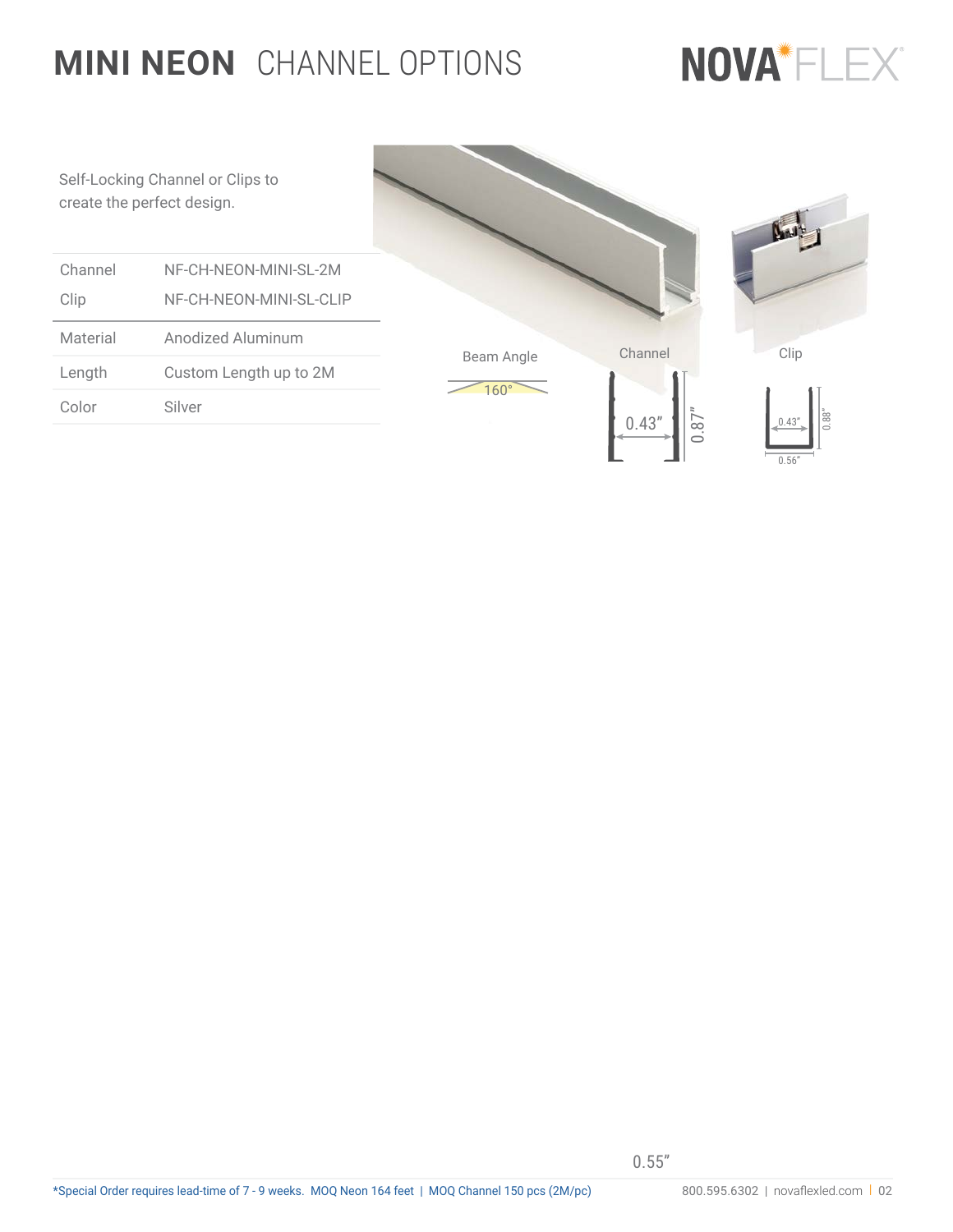# MINI NEON CHANNEL OPTIONS

Self-Locking Channel or Clips to create the perfect design.

| | |
|---|---|
| Channel | NF-CH-NEON-MINI-SL-2M |
| Clip | NF-CH-NEON-MINI-SL-CLIP |
| Material | Anodized Aluminum |
| Length | Custom Length up to 2M |
| Color | Silver |

Beam Angle

160°

Channel

0.43”

0.87”

Clip

0.43”

0.88”

0.56”

0.55”

*Special Order requires lead-time of 7 - 9 weeks. MOQ Neon 164 feet | MOQ Channel 150 pcs (2M/pc)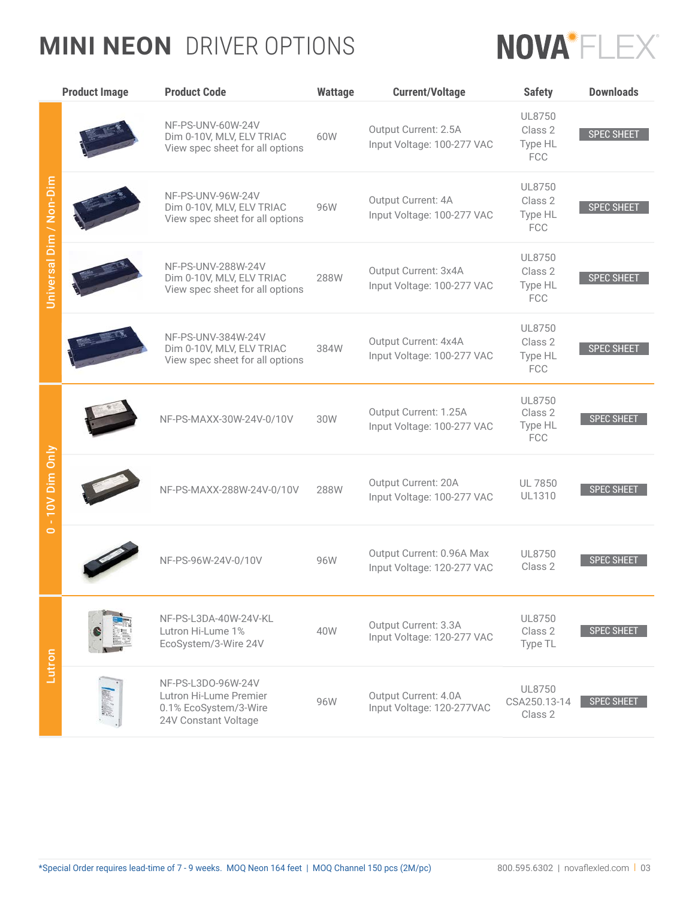# MINI NEON DRIVER OPTIONS

NOVA FLEX

| | Product Image | Product Code | Wattage | Current/Voltage | Safety | Downloads |
|---|---|---|---|---|---|---|
| Universal Dim / Non-Dim | | NF-PS-UNV-60W-24V<br>Dim 0-10V, MLV, ELV TRIAC<br>View spec sheet for all options | 60W | Output Current: 2.5A<br>Input Voltage: 100-277 VAC | UL8750<br>Class 2<br>Type HL<br>FCC | SPEC SHEET |
| | | NF-PS-UNV-96W-24V<br>Dim 0-10V, MLV, ELV TRIAC<br>View spec sheet for all options | 96W | Output Current: 4A<br>Input Voltage: 100-277 VAC | UL8750<br>Class 2<br>Type HL<br>FCC | SPEC SHEET |
| | | NF-PS-UNV-288W-24V<br>Dim 0-10V, MLV, ELV TRIAC<br>View spec sheet for all options | 288W | Output Current: 3x4A<br>Input Voltage: 100-277 VAC | UL8750<br>Class 2<br>Type HL<br>FCC | SPEC SHEET |
| | | NF-PS-UNV-384W-24V<br>Dim 0-10V, MLV, ELV TRIAC<br>View spec sheet for all options | 384W | Output Current: 4x4A<br>Input Voltage: 100-277 VAC | UL8750<br>Class 2<br>Type HL<br>FCC | SPEC SHEET |
| 0 - 10V Dim Only | | NF-PS-MAXX-30W-24V-0/10V | 30W | Output Current: 1.25A<br>Input Voltage: 100-277 VAC | UL8750<br>Class 2<br>Type HL<br>FCC | SPEC SHEET |
| | | NF-PS-MAXX-288W-24V-0/10V | 288W | Output Current: 20A<br>Input Voltage: 100-277 VAC | UL 7850<br>UL1310 | SPEC SHEET |
| | | NF-PS-96W-24V-0/10V | 96W | Output Current: 0.96A Max<br>Input Voltage: 120-277 VAC | UL8750<br>Class 2 | SPEC SHEET |
| Lutron | | NF-PS-L3DA-40W-24V-KL<br>Lutron Hi-Lume 1%<br>EcoSystem/3-Wire 24V | 40W | Output Current: 3.3A<br>Input Voltage: 120-277 VAC | UL8750<br>Class 2<br>Type TL | SPEC SHEET |
| | | NF-PS-L3DO-96W-24V<br>Lutron Hi-Lume Premier<br>0.1% EcoSystem/3-Wire<br>24V Constant Voltage | 96W | Output Current: 4.0A<br>Input Voltage: 120-277VAC | UL8750<br>CSA250.13-14<br>Class 2 | SPEC SHEET |

*Special Order requires lead-time of 7 - 9 weeks. MOQ Neon 164 feet | MOQ Channel 150 pcs (2M/pc)

800.595.6302 | novaflexled.com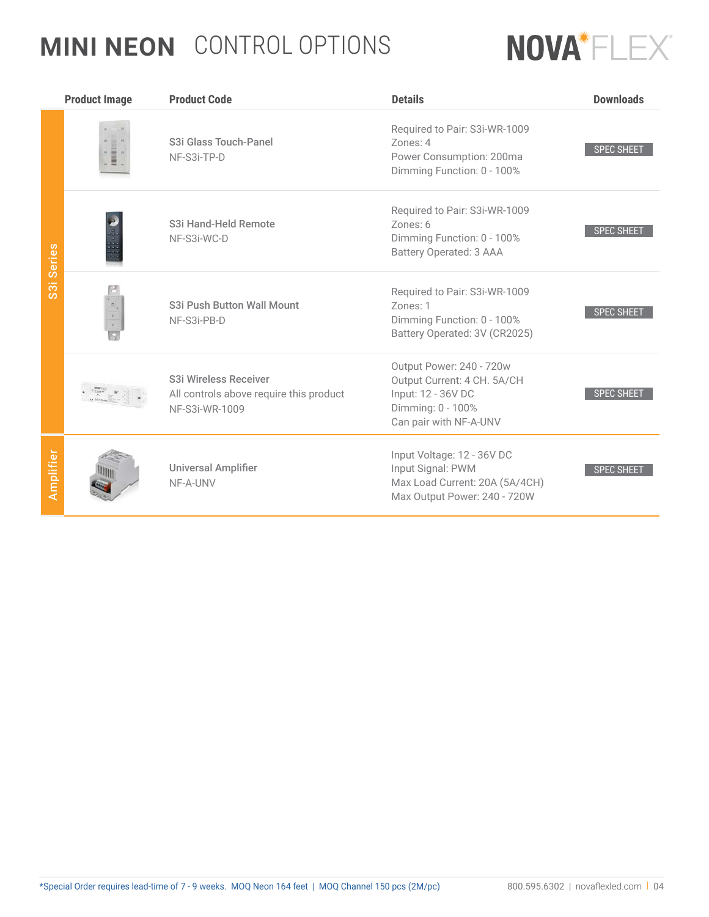# MINI NEON CONTROL OPTIONS

NOVAFLEX

| | Product Image | Product Code | Details | Downloads |
|---|---|---|---|---|
| S3i Series | | S3i Glass Touch-Panel<br>NF-S3i-TP-D | Required to Pair: S3i-WR-1009<br>Zones: 4<br>Power Consumption: 200ma<br>Dimming Function: 0 - 100% | SPEC SHEET |
| | | S3i Hand-Held Remote<br>NF-S3i-WC-D | Required to Pair: S3i-WR-1009<br>Zones: 6<br>Dimming Function: 0 - 100%<br>Battery Operated: 3 AAA | SPEC SHEET |
| | | S3i Push Button Wall Mount<br>NF-S3i-PB-D | Required to Pair: S3i-WR-1009<br>Zones: 1<br>Dimming Function: 0 - 100%<br>Battery Operated: 3V (CR2025) | SPEC SHEET |
| | | S3i Wireless Receiver<br>All controls above require this product<br>NF-S3i-WR-1009 | Output Power: 240 - 720w<br>Output Current: 4 CH. 5A/CH<br>Input: 12 - 36V DC<br>Dimming: 0 - 100%<br>Can pair with NF-A-UNV | SPEC SHEET |
| Amplifier | | Universal Amplifier<br>NF-A-UNV | Input Voltage: 12 - 36V DC<br>Input Signal: PWM<br>Max Load Current: 20A (5A/4CH)<br>Max Output Power: 240 - 720W | SPEC SHEET |

*Special Order requires lead-time of 7 - 9 weeks. MOQ Neon 164 feet | MOQ Channel 150 pcs (2M/pc)

800.595.6302 | novaflexled.com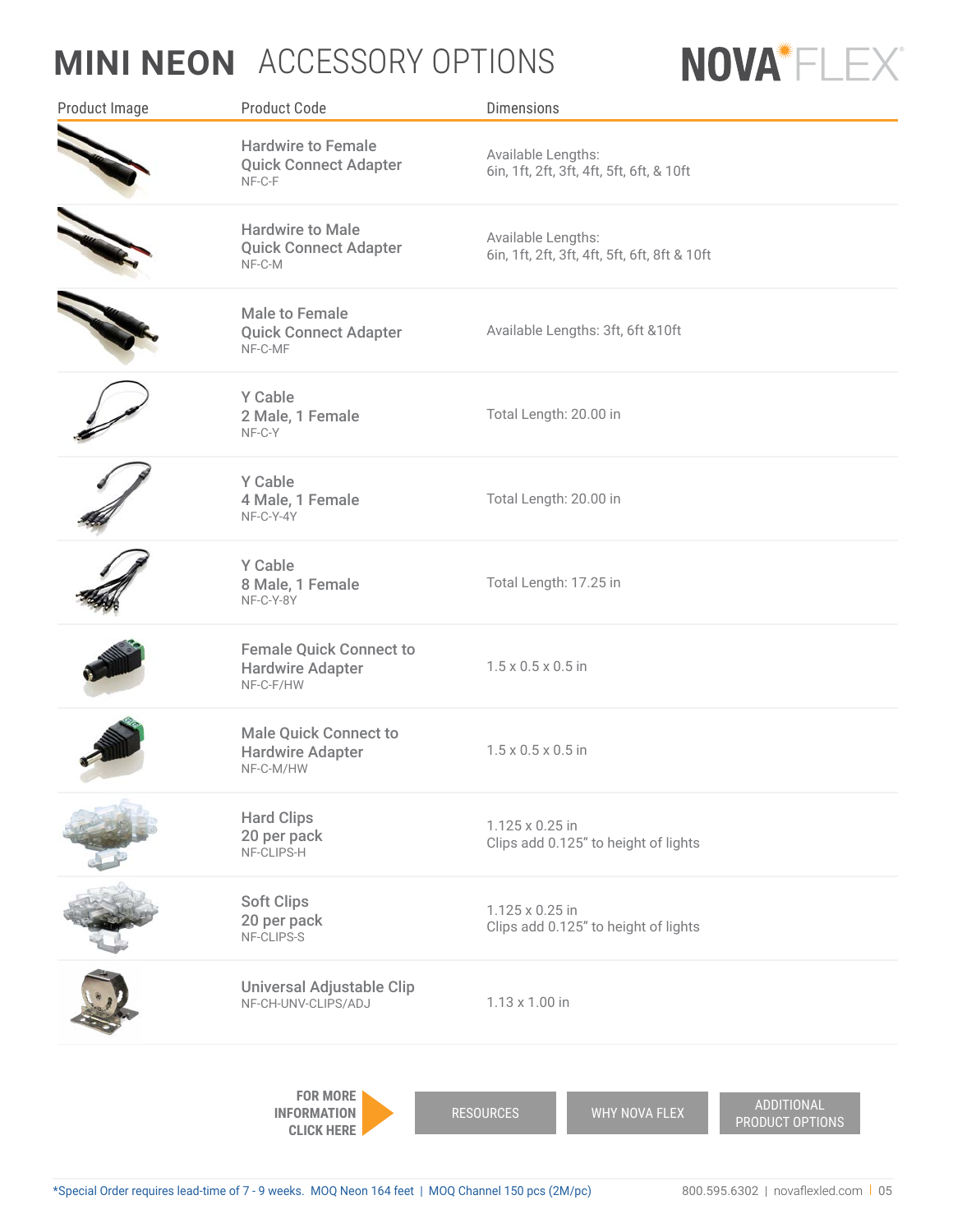# MINI NEON ACCESSORY OPTIONS

NOVA FLEX

| Product Image | Product Code | Dimensions |
|---|---|---|
| | Hardwire to Female Quick Connect Adapter NF-C-F | Available Lengths: 6in, 1ft, 2ft, 3ft, 4ft, 5ft, 6ft, & 10ft |
| | Hardwire to Male Quick Connect Adapter NF-C-M | Available Lengths: 6in, 1ft, 2ft, 3ft, 4ft, 5ft, 6ft, 8ft & 10ft |
| | Male to Female Quick Connect Adapter NF-C-MF | Available Lengths: 3ft, 6ft &10ft |
| | Y Cable 2 Male, 1 Female NF-C-Y | Total Length: 20.00 in |
| | Y Cable 4 Male, 1 Female NF-C-Y-4Y | Total Length: 20.00 in |
| | Y Cable 8 Male, 1 Female NF-C-Y-8Y | Total Length: 17.25 in |
| | Female Quick Connect to Hardwire Adapter NF-C-F/HW | 1.5 x 0.5 x 0.5 in |
| | Male Quick Connect to Hardwire Adapter NF-C-M/HW | 1.5 x 0.5 x 0.5 in |
| | Hard Clips 20 per pack NF-CLIPS-H | 1.125 x 0.25 in Clips add 0.125" to height of lights |
| | Soft Clips 20 per pack NF-CLIPS-S | 1.125 x 0.25 in Clips add 0.125" to height of lights |
| | Universal Adjustable Clip NF-CH-UNV-CLIPS/ADJ | 1.13 x 1.00 in |

FOR MORE INFORMATION CLICK HERE

RESOURCES | WHY NOVA FLEX | ADDITIONAL PRODUCT OPTIONS

*Special Order requires lead-time of 7 - 9 weeks. MOQ Neon 164 feet | MOQ Channel 150 pcs (2M/pc)

800.595.6302 | novaflexled.com